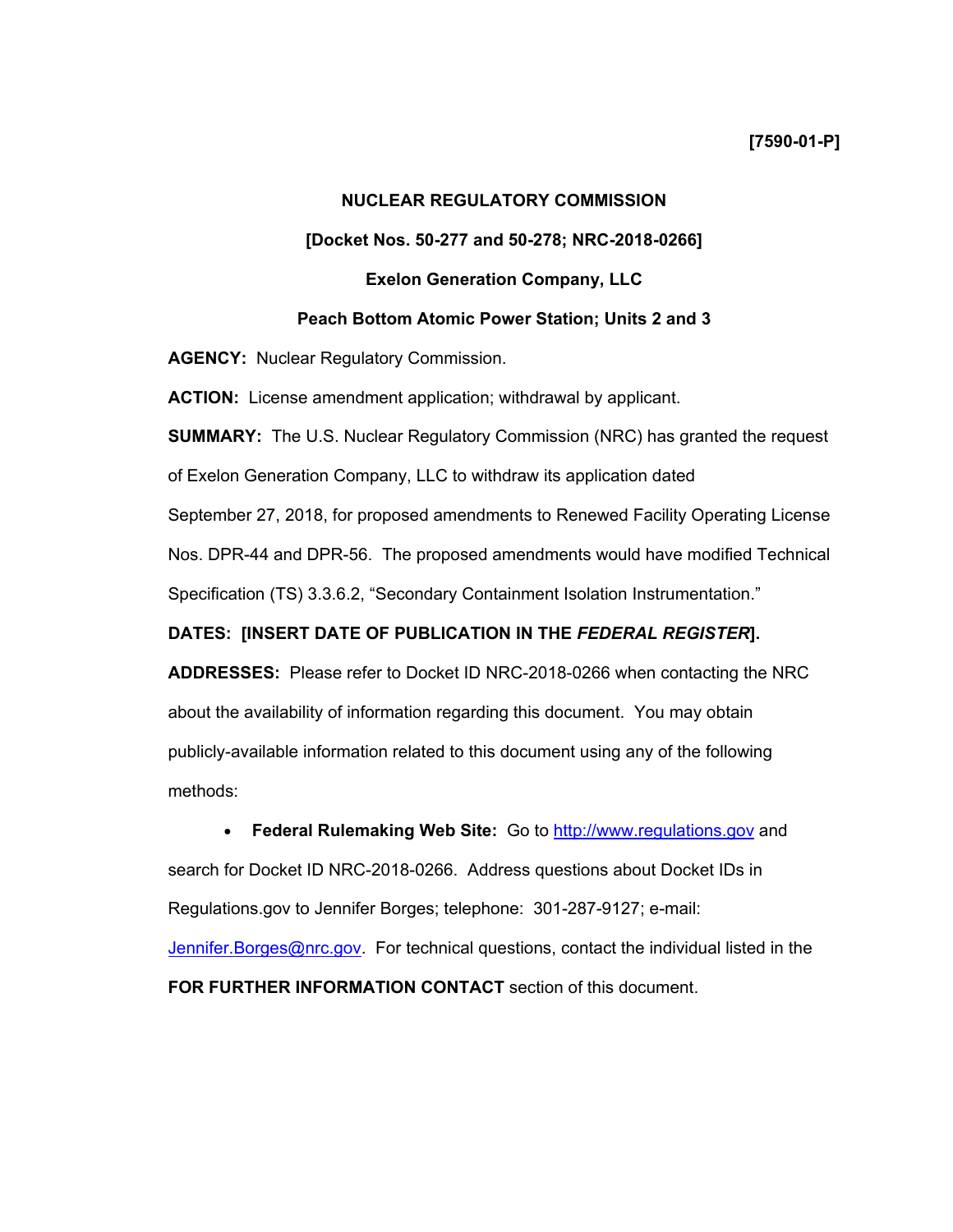**[7590-01-P]**

**NUCLEAR REGULATORY COMMISSION**

**[Docket Nos. 50-277 and 50-278; NRC-2018-0266]**

**Exelon Generation Company, LLC**

**Peach Bottom Atomic Power Station; Units 2 and 3**

**AGENCY:** Nuclear Regulatory Commission.

**ACTION:** License amendment application; withdrawal by applicant.

**SUMMARY:** The U.S. Nuclear Regulatory Commission (NRC) has granted the request of Exelon Generation Company, LLC to withdraw its application dated September 27, 2018, for proposed amendments to Renewed Facility Operating License Nos. DPR-44 and DPR-56. The proposed amendments would have modified Technical Specification (TS) 3.3.6.2, "Secondary Containment Isolation Instrumentation."

**DATES: [INSERT DATE OF PUBLICATION IN THE *FEDERAL REGISTER*].**

**ADDRESSES:** Please refer to Docket ID NRC-2018-0266 when contacting the NRC about the availability of information regarding this document. You may obtain publicly-available information related to this document using any of the following methods:

- **Federal Rulemaking Web Site:** Go to http://www.regulations.gov and search for Docket ID NRC-2018-0266. Address questions about Docket IDs in Regulations.gov to Jennifer Borges; telephone: 301-287-9127; e-mail: Jennifer.Borges@nrc.gov. For technical questions, contact the individual listed in the **FOR FURTHER INFORMATION CONTACT** section of this document.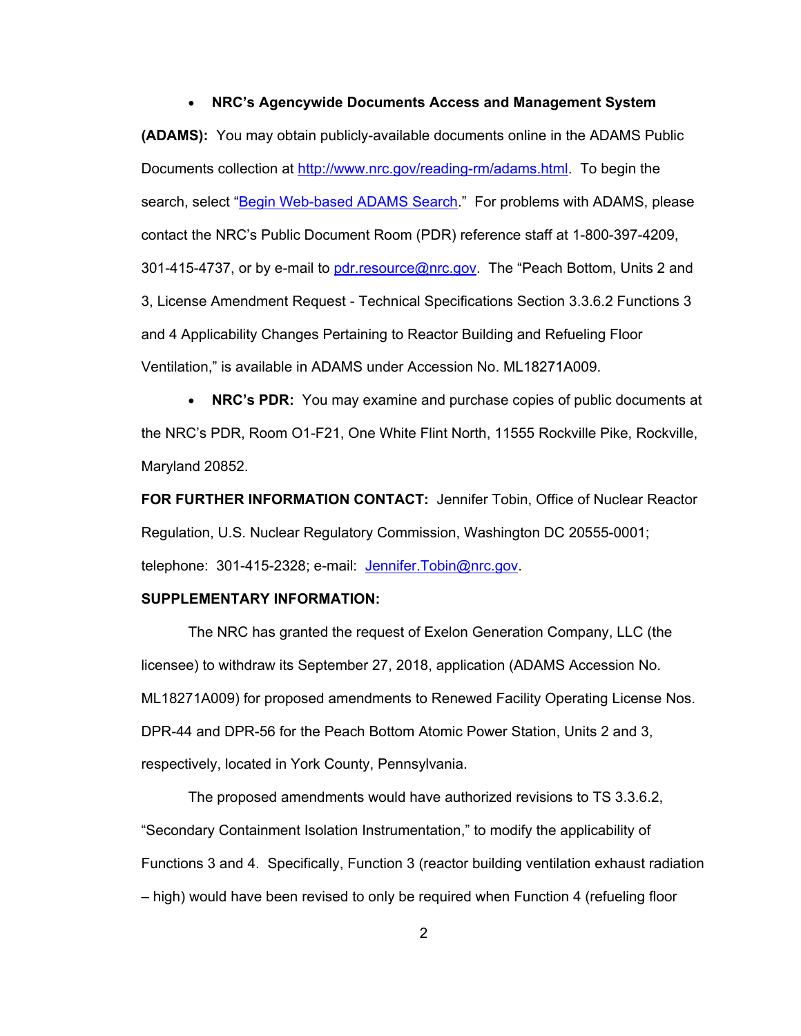- **NRC's Agencywide Documents Access and Management System (ADAMS):** You may obtain publicly-available documents online in the ADAMS Public Documents collection at http://www.nrc.gov/reading-rm/adams.html. To begin the search, select "Begin Web-based ADAMS Search." For problems with ADAMS, please contact the NRC's Public Document Room (PDR) reference staff at 1-800-397-4209, 301-415-4737, or by e-mail to pdr.resource@nrc.gov. The "Peach Bottom, Units 2 and 3, License Amendment Request - Technical Specifications Section 3.3.6.2 Functions 3 and 4 Applicability Changes Pertaining to Reactor Building and Refueling Floor Ventilation," is available in ADAMS under Accession No. ML18271A009.

- **NRC's PDR:** You may examine and purchase copies of public documents at the NRC's PDR, Room O1-F21, One White Flint North, 11555 Rockville Pike, Rockville, Maryland 20852.

**FOR FURTHER INFORMATION CONTACT:** Jennifer Tobin, Office of Nuclear Reactor Regulation, U.S. Nuclear Regulatory Commission, Washington DC 20555-0001; telephone: 301-415-2328; e-mail: Jennifer.Tobin@nrc.gov.

**SUPPLEMENTARY INFORMATION:**

The NRC has granted the request of Exelon Generation Company, LLC (the licensee) to withdraw its September 27, 2018, application (ADAMS Accession No. ML18271A009) for proposed amendments to Renewed Facility Operating License Nos. DPR-44 and DPR-56 for the Peach Bottom Atomic Power Station, Units 2 and 3, respectively, located in York County, Pennsylvania.

The proposed amendments would have authorized revisions to TS 3.3.6.2, "Secondary Containment Isolation Instrumentation," to modify the applicability of Functions 3 and 4. Specifically, Function 3 (reactor building ventilation exhaust radiation – high) would have been revised to only be required when Function 4 (refueling floor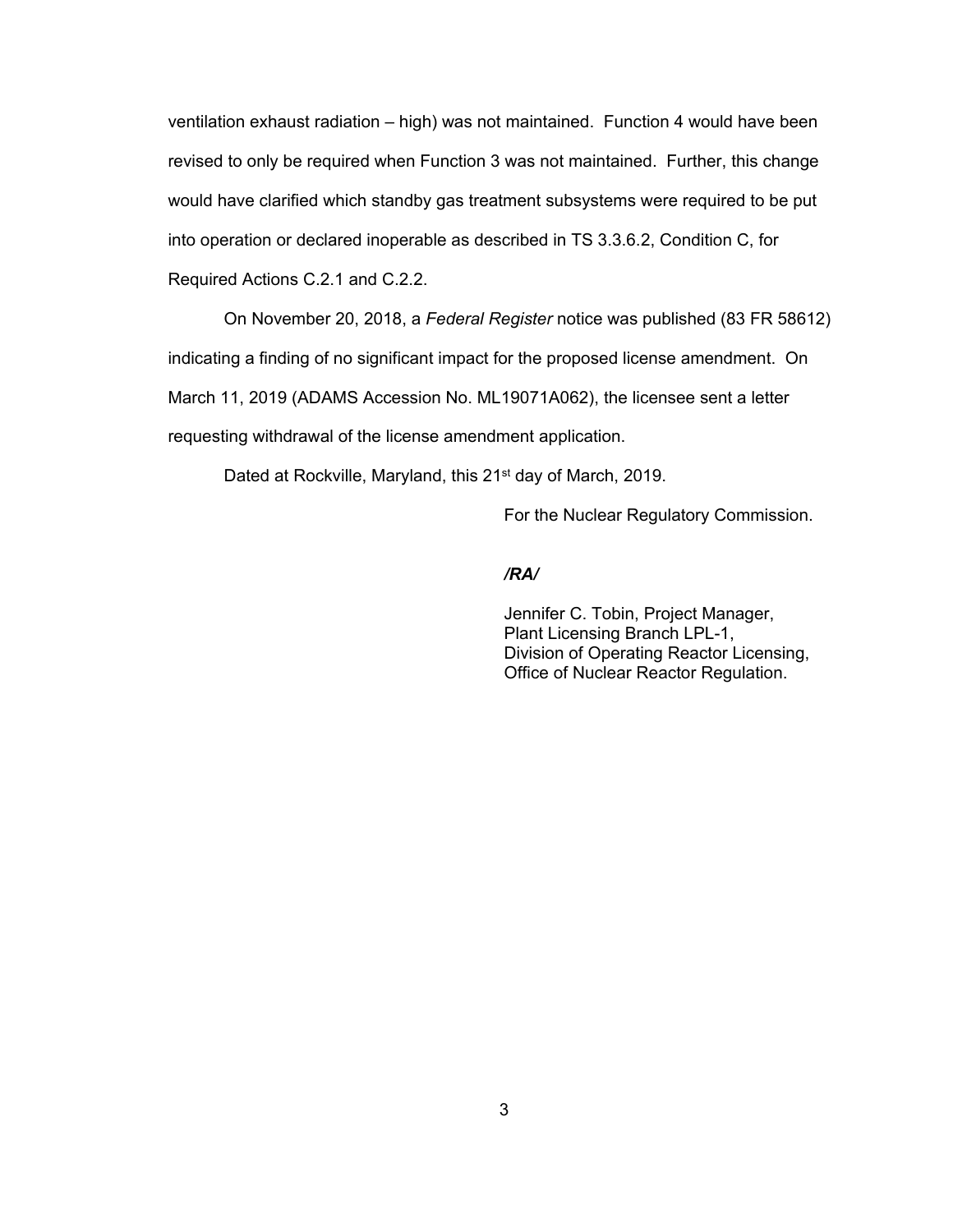ventilation exhaust radiation – high) was not maintained. Function 4 would have been revised to only be required when Function 3 was not maintained. Further, this change would have clarified which standby gas treatment subsystems were required to be put into operation or declared inoperable as described in TS 3.3.6.2, Condition C, for Required Actions C.2.1 and C.2.2.

On November 20, 2018, a *Federal Register* notice was published (83 FR 58612) indicating a finding of no significant impact for the proposed license amendment. On March 11, 2019 (ADAMS Accession No. ML19071A062), the licensee sent a letter requesting withdrawal of the license amendment application.

Dated at Rockville, Maryland, this 21st day of March, 2019.

For the Nuclear Regulatory Commission.

***/RA/***

Jennifer C. Tobin, Project Manager,
Plant Licensing Branch LPL-1,
Division of Operating Reactor Licensing,
Office of Nuclear Reactor Regulation.